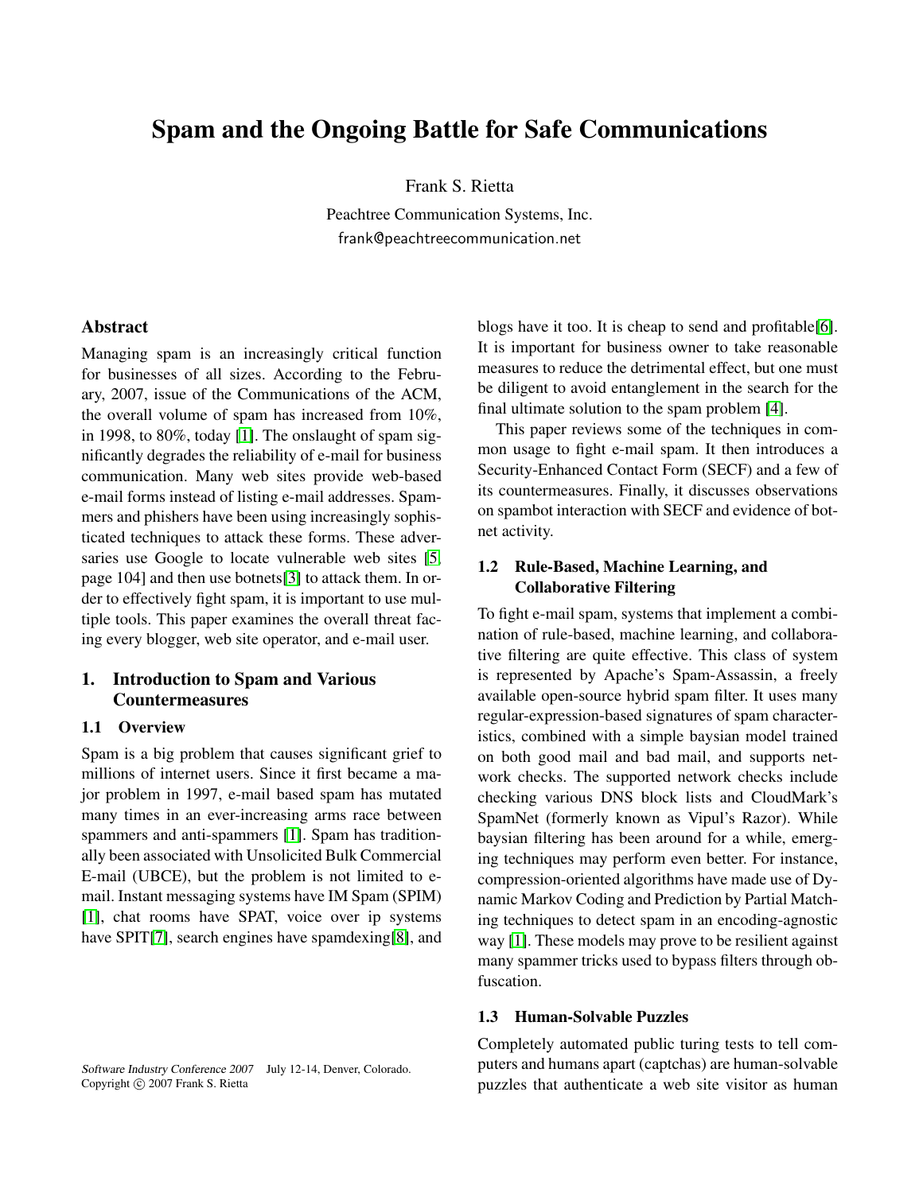# Spam and the Ongoing Battle for Safe Communications

Frank S. Rietta

Peachtree Communication Systems, Inc.
frank@peachtreecommunication.net

## Abstract

Managing spam is an increasingly critical function for businesses of all sizes. According to the February, 2007, issue of the Communications of the ACM, the overall volume of spam has increased from 10%, in 1998, to 80%, today [1]. The onslaught of spam significantly degrades the reliability of e-mail for business communication. Many web sites provide web-based e-mail forms instead of listing e-mail addresses. Spammers and phishers have been using increasingly sophisticated techniques to attack these forms. These adversaries use Google to locate vulnerable web sites [5, page 104] and then use botnets[3] to attack them. In order to effectively fight spam, it is important to use multiple tools. This paper examines the overall threat facing every blogger, web site operator, and e-mail user.

## 1. Introduction to Spam and Various Countermeasures

### 1.1 Overview

Spam is a big problem that causes significant grief to millions of internet users. Since it first became a major problem in 1997, e-mail based spam has mutated many times in an ever-increasing arms race between spammers and anti-spammers [1]. Spam has traditionally been associated with Unsolicited Bulk Commercial E-mail (UBCE), but the problem is not limited to e-mail. Instant messaging systems have IM Spam (SPIM) [1], chat rooms have SPAT, voice over ip systems have SPIT[7], search engines have spamdexing[8], and blogs have it too. It is cheap to send and profitable[6]. It is important for business owner to take reasonable measures to reduce the detrimental effect, but one must be diligent to avoid entanglement in the search for the final ultimate solution to the spam problem [4].

This paper reviews some of the techniques in common usage to fight e-mail spam. It then introduces a Security-Enhanced Contact Form (SECF) and a few of its countermeasures. Finally, it discusses observations on spambot interaction with SECF and evidence of botnet activity.

### 1.2 Rule-Based, Machine Learning, and Collaborative Filtering

To fight e-mail spam, systems that implement a combination of rule-based, machine learning, and collaborative filtering are quite effective. This class of system is represented by Apache's Spam-Assassin, a freely available open-source hybrid spam filter. It uses many regular-expression-based signatures of spam characteristics, combined with a simple baysian model trained on both good mail and bad mail, and supports network checks. The supported network checks include checking various DNS block lists and CloudMark's SpamNet (formerly known as Vipul's Razor). While baysian filtering has been around for a while, emerging techniques may perform even better. For instance, compression-oriented algorithms have made use of Dynamic Markov Coding and Prediction by Partial Matching techniques to detect spam in an encoding-agnostic way [1]. These models may prove to be resilient against many spammer tricks used to bypass filters through obfuscation.

### 1.3 Human-Solvable Puzzles

Completely automated public turing tests to tell computers and humans apart (captchas) are human-solvable puzzles that authenticate a web site visitor as human

*Software Industry Conference 2007* July 12-14, Denver, Colorado.
Copyright © 2007 Frank S. Rietta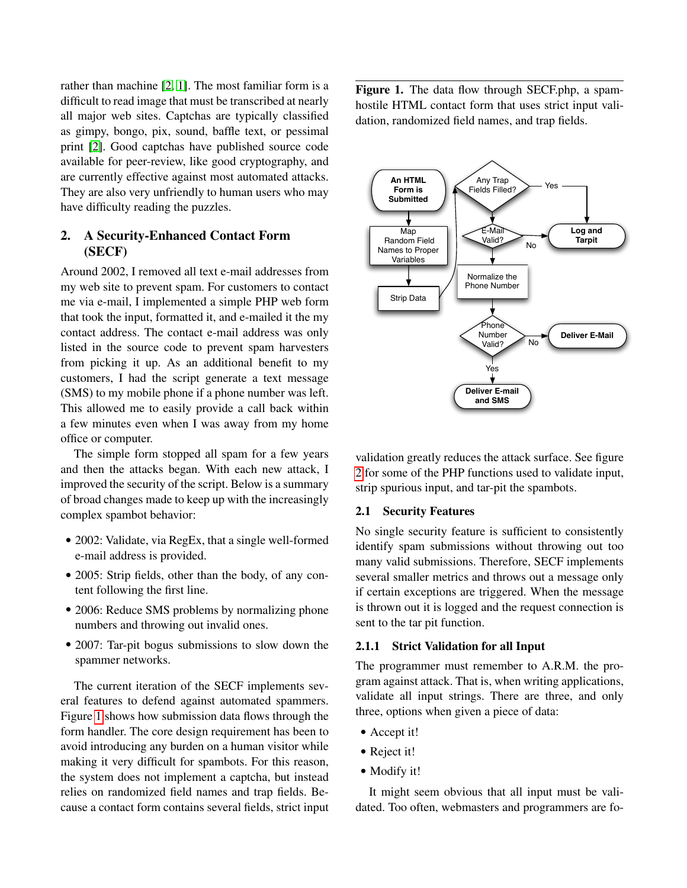rather than machine [2, 1]. The most familiar form is a difficult to read image that must be transcribed at nearly all major web sites. Captchas are typically classified as gimpy, bongo, pix, sound, baffle text, or pessimal print [2]. Good captchas have published source code available for peer-review, like good cryptography, and are currently effective against most automated attacks. They are also very unfriendly to human users who may have difficulty reading the puzzles.

## 2. A Security-Enhanced Contact Form (SECF)

Around 2002, I removed all text e-mail addresses from my web site to prevent spam. For customers to contact me via e-mail, I implemented a simple PHP web form that took the input, formatted it, and e-mailed it the my contact address. The contact e-mail address was only listed in the source code to prevent spam harvesters from picking it up. As an additional benefit to my customers, I had the script generate a text message (SMS) to my mobile phone if a phone number was left. This allowed me to easily provide a call back within a few minutes even when I was away from my home office or computer.

The simple form stopped all spam for a few years and then the attacks began. With each new attack, I improved the security of the script. Below is a summary of broad changes made to keep up with the increasingly complex spambot behavior:

- 2002: Validate, via RegEx, that a single well-formed e-mail address is provided.
- 2005: Strip fields, other than the body, of any content following the first line.
- 2006: Reduce SMS problems by normalizing phone numbers and throwing out invalid ones.
- 2007: Tar-pit bogus submissions to slow down the spammer networks.

The current iteration of the SECF implements several features to defend against automated spammers. Figure 1 shows how submission data flows through the form handler. The core design requirement has been to avoid introducing any burden on a human visitor while making it very difficult for spambots. For this reason, the system does not implement a captcha, but instead relies on randomized field names and trap fields. Because a contact form contains several fields, strict input validation greatly reduces the attack surface. See figure 2 for some of the PHP functions used to validate input, strip spurious input, and tar-pit the spambots.

**Figure 1.** The data flow through SECF.php, a spam-hostile HTML contact form that uses strict input validation, randomized field names, and trap fields.

### 2.1 Security Features

No single security feature is sufficient to consistently identify spam submissions without throwing out too many valid submissions. Therefore, SECF implements several smaller metrics and throws out a message only if certain exceptions are triggered. When the message is thrown out it is logged and the request connection is sent to the tar pit function.

#### 2.1.1 Strict Validation for all Input

The programmer must remember to A.R.M. the program against attack. That is, when writing applications, validate all input strings. There are three, and only three, options when given a piece of data:

- Accept it!
- Reject it!
- Modify it!

It might seem obvious that all input must be validated. Too often, webmasters and programmers are fo-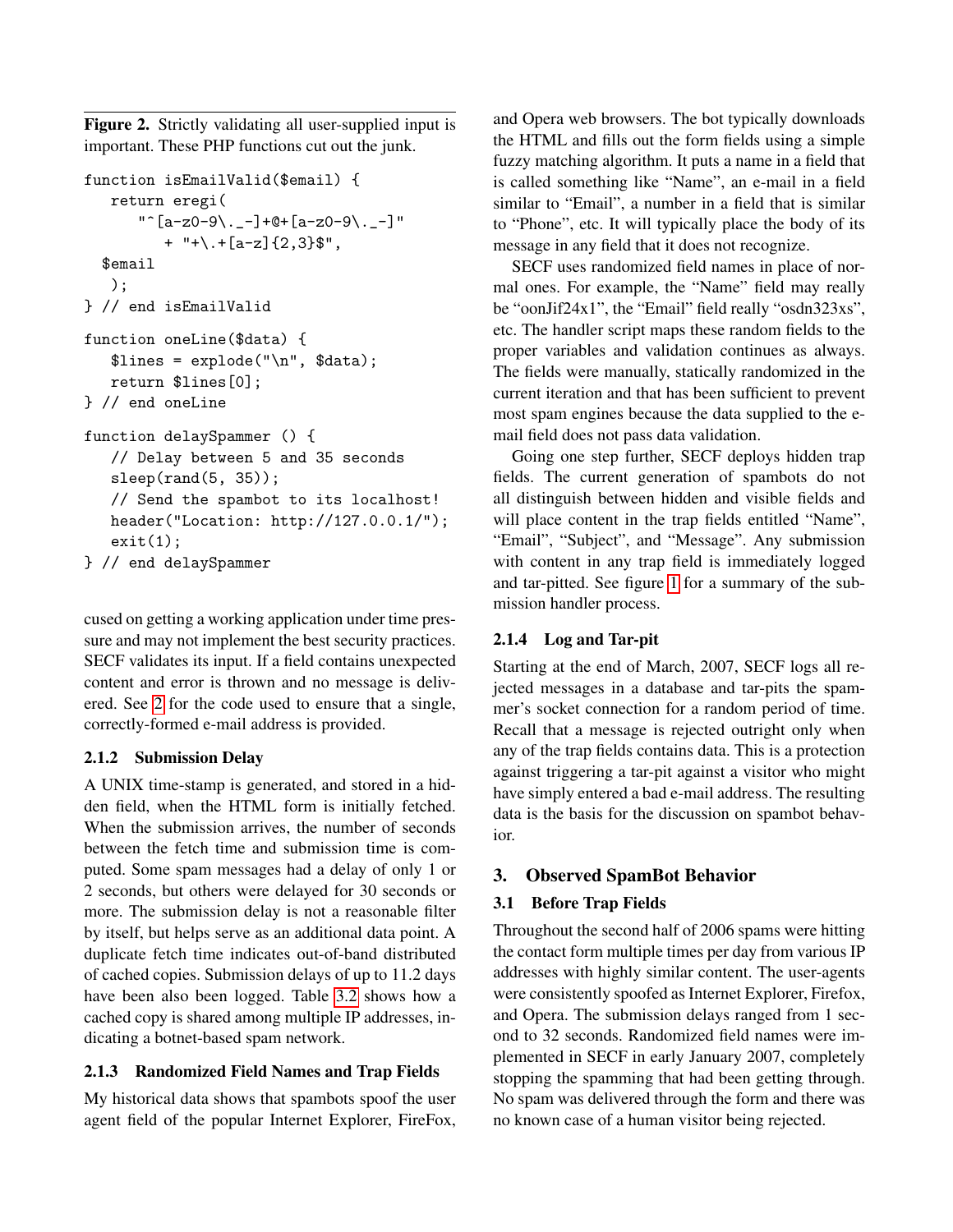**Figure 2.** Strictly validating all user-supplied input is important. These PHP functions cut out the junk.

```
function isEmailValid($email) {
   return eregi(
      "^[a-z0-9\._-]+@+[a-z0-9\._-]"
         + "+\.+[a-z]{2,3}$",
  $email
   );
} // end isEmailValid

function oneLine($data) {
   $lines = explode("\n", $data);
   return $lines[0];
} // end oneLine

function delaySpammer () {
   // Delay between 5 and 35 seconds
   sleep(rand(5, 35));
   // Send the spambot to its localhost!
   header("Location: http://127.0.0.1/");
   exit(1);
} // end delaySpammer
```

cused on getting a working application under time pressure and may not implement the best security practices. SECF validates its input. If a field contains unexpected content and error is thrown and no message is delivered. See 2 for the code used to ensure that a single, correctly-formed e-mail address is provided.

### 2.1.2 Submission Delay

A UNIX time-stamp is generated, and stored in a hidden field, when the HTML form is initially fetched. When the submission arrives, the number of seconds between the fetch time and submission time is computed. Some spam messages had a delay of only 1 or 2 seconds, but others were delayed for 30 seconds or more. The submission delay is not a reasonable filter by itself, but helps serve as an additional data point. A duplicate fetch time indicates out-of-band distributed of cached copies. Submission delays of up to 11.2 days have been also been logged. Table 3.2 shows how a cached copy is shared among multiple IP addresses, indicating a botnet-based spam network.

### 2.1.3 Randomized Field Names and Trap Fields

My historical data shows that spambots spoof the user agent field of the popular Internet Explorer, FireFox, and Opera web browsers. The bot typically downloads the HTML and fills out the form fields using a simple fuzzy matching algorithm. It puts a name in a field that is called something like "Name", an e-mail in a field similar to "Email", a number in a field that is similar to "Phone", etc. It will typically place the body of its message in any field that it does not recognize.

SECF uses randomized field names in place of normal ones. For example, the "Name" field may really be "oonJif24x1", the "Email" field really "osdn323xs", etc. The handler script maps these random fields to the proper variables and validation continues as always. The fields were manually, statically randomized in the current iteration and that has been sufficient to prevent most spam engines because the data supplied to the e-mail field does not pass data validation.

Going one step further, SECF deploys hidden trap fields. The current generation of spambots do not all distinguish between hidden and visible fields and will place content in the trap fields entitled "Name", "Email", "Subject", and "Message". Any submission with content in any trap field is immediately logged and tar-pitted. See figure 1 for a summary of the submission handler process.

### 2.1.4 Log and Tar-pit

Starting at the end of March, 2007, SECF logs all rejected messages in a database and tar-pits the spammer's socket connection for a random period of time. Recall that a message is rejected outright only when any of the trap fields contains data. This is a protection against triggering a tar-pit against a visitor who might have simply entered a bad e-mail address. The resulting data is the basis for the discussion on spambot behavior.

## 3. Observed SpamBot Behavior

### 3.1 Before Trap Fields

Throughout the second half of 2006 spams were hitting the contact form multiple times per day from various IP addresses with highly similar content. The user-agents were consistently spoofed as Internet Explorer, Firefox, and Opera. The submission delays ranged from 1 second to 32 seconds. Randomized field names were implemented in SECF in early January 2007, completely stopping the spamming that had been getting through. No spam was delivered through the form and there was no known case of a human visitor being rejected.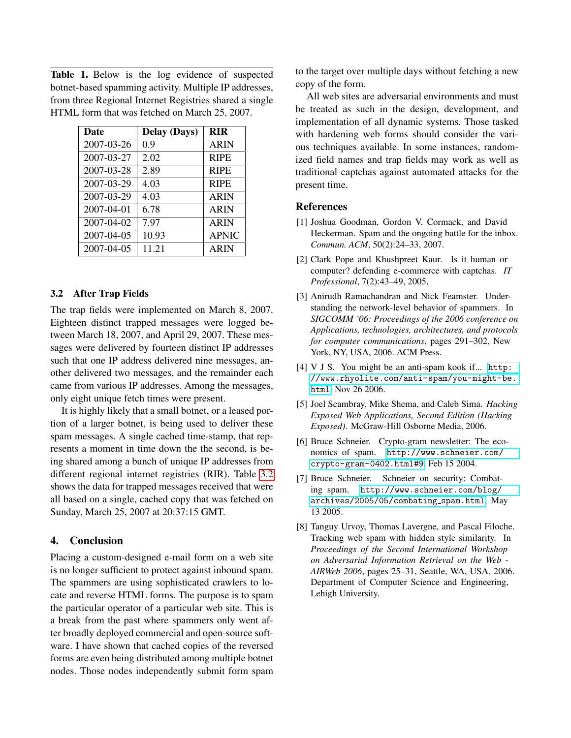**Table 1.** Below is the log evidence of suspected botnet-based spamming activity. Multiple IP addresses, from three Regional Internet Registries shared a single HTML form that was fetched on March 25, 2007.

| Date | Delay (Days) | RIR |
|---|---|---|
| 2007-03-26 | 0.9 | ARIN |
| 2007-03-27 | 2.02 | RIPE |
| 2007-03-28 | 2.89 | RIPE |
| 2007-03-29 | 4.03 | RIPE |
| 2007-03-29 | 4.03 | ARIN |
| 2007-04-01 | 6.78 | ARIN |
| 2007-04-02 | 7.97 | ARIN |
| 2007-04-05 | 10.93 | APNIC |
| 2007-04-05 | 11.21 | ARIN |

### 3.2 After Trap Fields

The trap fields were implemented on March 8, 2007. Eighteen distinct trapped messages were logged between March 18, 2007, and April 29, 2007. These messages were delivered by fourteen distinct IP addresses such that one IP address delivered nine messages, another delivered two messages, and the remainder each came from various IP addresses. Among the messages, only eight unique fetch times were present.

It is highly likely that a small botnet, or a leased portion of a larger botnet, is being used to deliver these spam messages. A single cached time-stamp, that represents a moment in time down the the second, is being shared among a bunch of unique IP addresses from different regional internet registries (RIR). Table 3.2 shows the data for trapped messages received that were all based on a single, cached copy that was fetched on Sunday, March 25, 2007 at 20:37:15 GMT.

## 4. Conclusion

Placing a custom-designed e-mail form on a web site is no longer sufficient to protect against inbound spam. The spammers are using sophisticated crawlers to locate and reverse HTML forms. The purpose is to spam the particular operator of a particular web site. This is a break from the past where spammers only went after broadly deployed commercial and open-source software. I have shown that cached copies of the reversed forms are even being distributed among multiple botnet nodes. Those nodes independently submit form spam to the target over multiple days without fetching a new copy of the form.

All web sites are adversarial environments and must be treated as such in the design, development, and implementation of all dynamic systems. Those tasked with hardening web forms should consider the various techniques available. In some instances, randomized field names and trap fields may work as well as traditional captchas against automated attacks for the present time.

## References

[1] Joshua Goodman, Gordon V. Cormack, and David Heckerman. Spam and the ongoing battle for the inbox. *Commun. ACM*, 50(2):24–33, 2007.

[2] Clark Pope and Khushpreet Kaur. Is it human or computer? defending e-commerce with captchas. *IT Professional*, 7(2):43–49, 2005.

[3] Anirudh Ramachandran and Nick Feamster. Understanding the network-level behavior of spammers. In *SIGCOMM '06: Proceedings of the 2006 conference on Applications, technologies, architectures, and protocols for computer communications*, pages 291–302, New York, NY, USA, 2006. ACM Press.

[4] V J S. You might be an anti-spam kook if... `http://www.rhyolite.com/anti-spam/you-might-be.html` Nov 26 2006.

[5] Joel Scambray, Mike Shema, and Caleb Sima. *Hacking Exposed Web Applications, Second Edition (Hacking Exposed)*. McGraw-Hill Osborne Media, 2006.

[6] Bruce Schneier. Crypto-gram newsletter: The economics of spam. `http://www.schneier.com/crypto-gram-0402.html#9` Feb 15 2004.

[7] Bruce Schneier. Schneier on security: Combating spam. `http://www.schneier.com/blog/archives/2005/05/combating_spam.html` May 13 2005.

[8] Tanguy Urvoy, Thomas Lavergne, and Pascal Filoche. Tracking web spam with hidden style similarity. In *Proceedings of the Second International Workshop on Adversarial Information Retrieval on the Web - AIRWeb 2006*, pages 25–31, Seattle, WA, USA, 2006. Department of Computer Science and Engineering, Lehigh University.